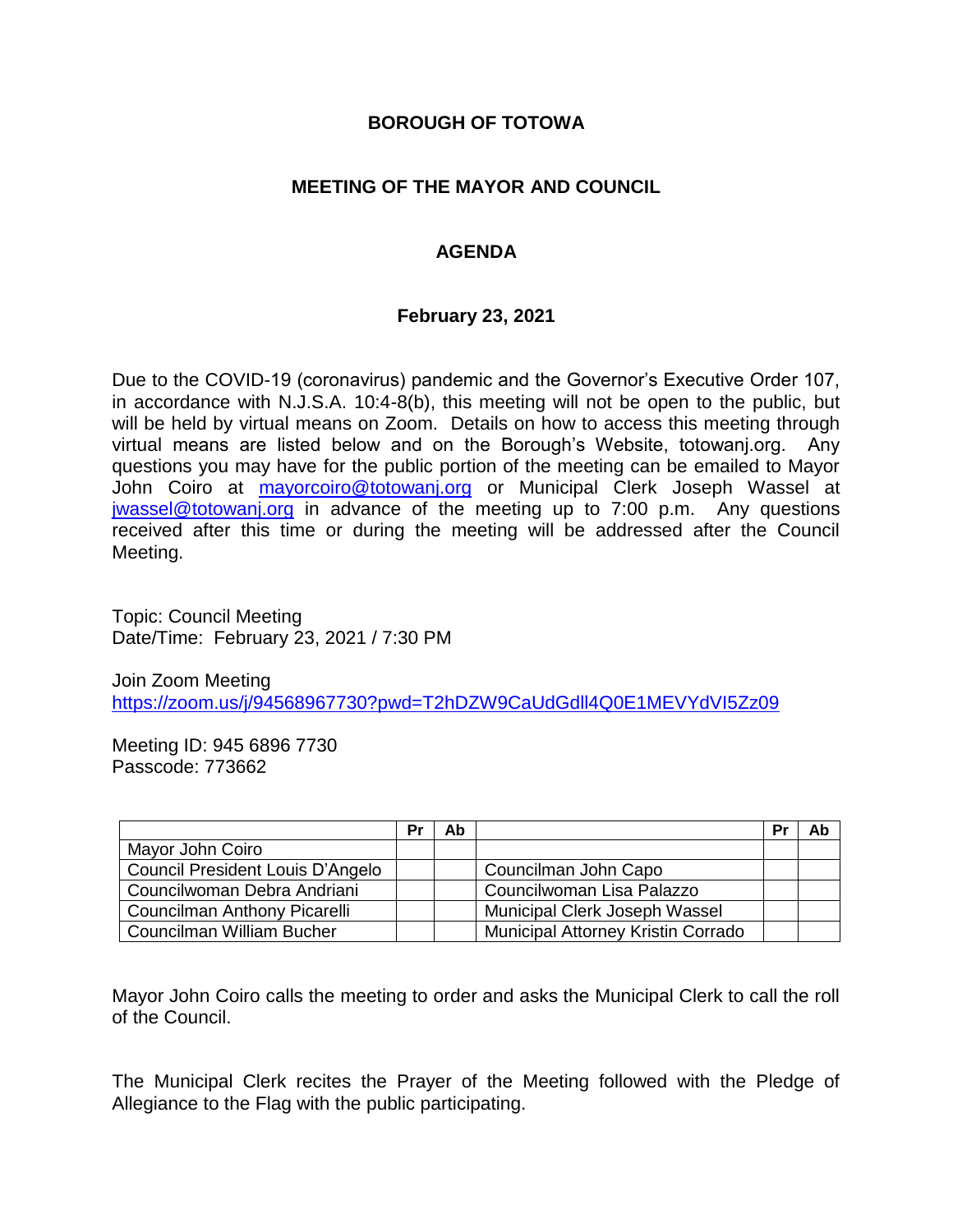# BOROUGH OF TOTOWA

## MEETING OF THE MAYOR AND COUNCIL

## AGENDA

### February 23, 2021

Due to the COVID-19 (coronavirus) pandemic and the Governor's Executive Order 107, in accordance with N.J.S.A. 10:4-8(b), this meeting will not be open to the public, but will be held by virtual means on Zoom. Details on how to access this meeting through virtual means are listed below and on the Borough's Website, totowanj.org. Any questions you may have for the public portion of the meeting can be emailed to Mayor John Coiro at mayorcoiro@totowanj.org or Municipal Clerk Joseph Wassel at jwassel@totowanj.org in advance of the meeting up to 7:00 p.m. Any questions received after this time or during the meeting will be addressed after the Council Meeting.

Topic: Council Meeting
Date/Time: February 23, 2021 / 7:30 PM

Join Zoom Meeting
https://zoom.us/j/94568967730?pwd=T2hDZW9CaUdGdll4Q0E1MEVYdVI5Zz09

Meeting ID: 945 6896 7730
Passcode: 773662

| | Pr | Ab | | Pr | Ab |
|---|---|---|---|---|---|
| Mayor John Coiro | | | | | |
| Council President Louis D'Angelo | | | Councilman John Capo | | |
| Councilwoman Debra Andriani | | | Councilwoman Lisa Palazzo | | |
| Councilman Anthony Picarelli | | | Municipal Clerk Joseph Wassel | | |
| Councilman William Bucher | | | Municipal Attorney Kristin Corrado | | |

Mayor John Coiro calls the meeting to order and asks the Municipal Clerk to call the roll of the Council.

The Municipal Clerk recites the Prayer of the Meeting followed with the Pledge of Allegiance to the Flag with the public participating.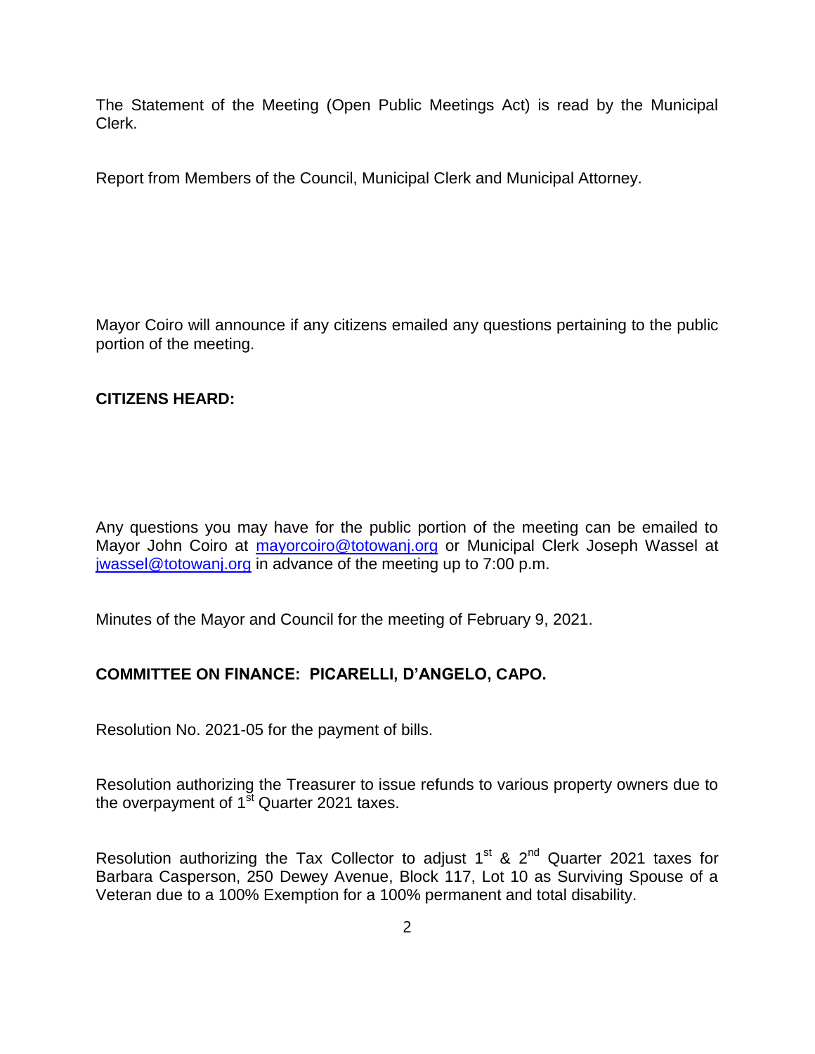The Statement of the Meeting (Open Public Meetings Act) is read by the Municipal Clerk.

Report from Members of the Council, Municipal Clerk and Municipal Attorney.

Mayor Coiro will announce if any citizens emailed any questions pertaining to the public portion of the meeting.

**CITIZENS HEARD:**

Any questions you may have for the public portion of the meeting can be emailed to Mayor John Coiro at mayorcoiro@totowanj.org or Municipal Clerk Joseph Wassel at jwassel@totowanj.org in advance of the meeting up to 7:00 p.m.

Minutes of the Mayor and Council for the meeting of February 9, 2021.

**COMMITTEE ON FINANCE: PICARELLI, D'ANGELO, CAPO.**

Resolution No. 2021-05 for the payment of bills.

Resolution authorizing the Treasurer to issue refunds to various property owners due to the overpayment of 1st Quarter 2021 taxes.

Resolution authorizing the Tax Collector to adjust 1st & 2nd Quarter 2021 taxes for Barbara Casperson, 250 Dewey Avenue, Block 117, Lot 10 as Surviving Spouse of a Veteran due to a 100% Exemption for a 100% permanent and total disability.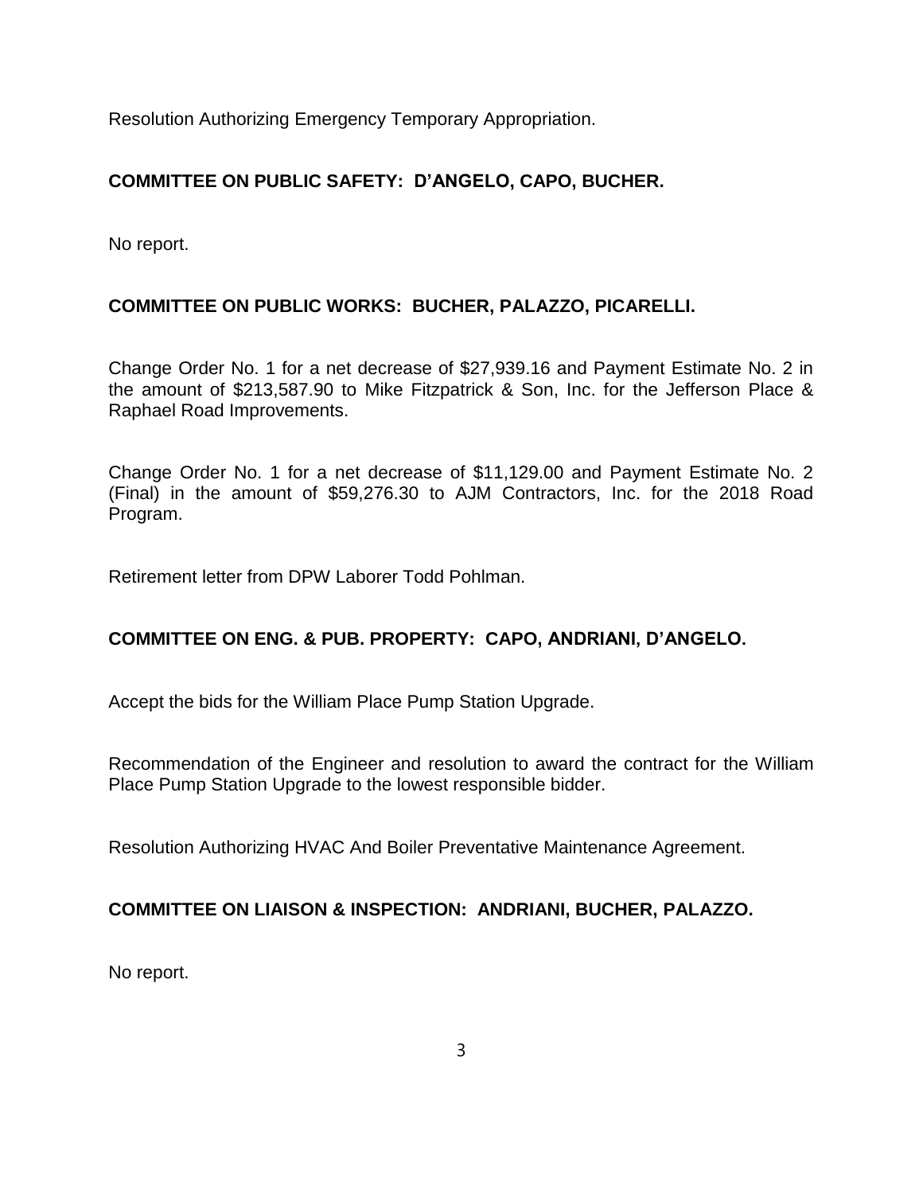Resolution Authorizing Emergency Temporary Appropriation.

**COMMITTEE ON PUBLIC SAFETY: D'ANGELO, CAPO, BUCHER.**

No report.

**COMMITTEE ON PUBLIC WORKS: BUCHER, PALAZZO, PICARELLI.**

Change Order No. 1 for a net decrease of $27,939.16 and Payment Estimate No. 2 in the amount of $213,587.90 to Mike Fitzpatrick & Son, Inc. for the Jefferson Place & Raphael Road Improvements.

Change Order No. 1 for a net decrease of $11,129.00 and Payment Estimate No. 2 (Final) in the amount of $59,276.30 to AJM Contractors, Inc. for the 2018 Road Program.

Retirement letter from DPW Laborer Todd Pohlman.

**COMMITTEE ON ENG. & PUB. PROPERTY: CAPO, ANDRIANI, D'ANGELO.**

Accept the bids for the William Place Pump Station Upgrade.

Recommendation of the Engineer and resolution to award the contract for the William Place Pump Station Upgrade to the lowest responsible bidder.

Resolution Authorizing HVAC And Boiler Preventative Maintenance Agreement.

**COMMITTEE ON LIAISON & INSPECTION: ANDRIANI, BUCHER, PALAZZO.**

No report.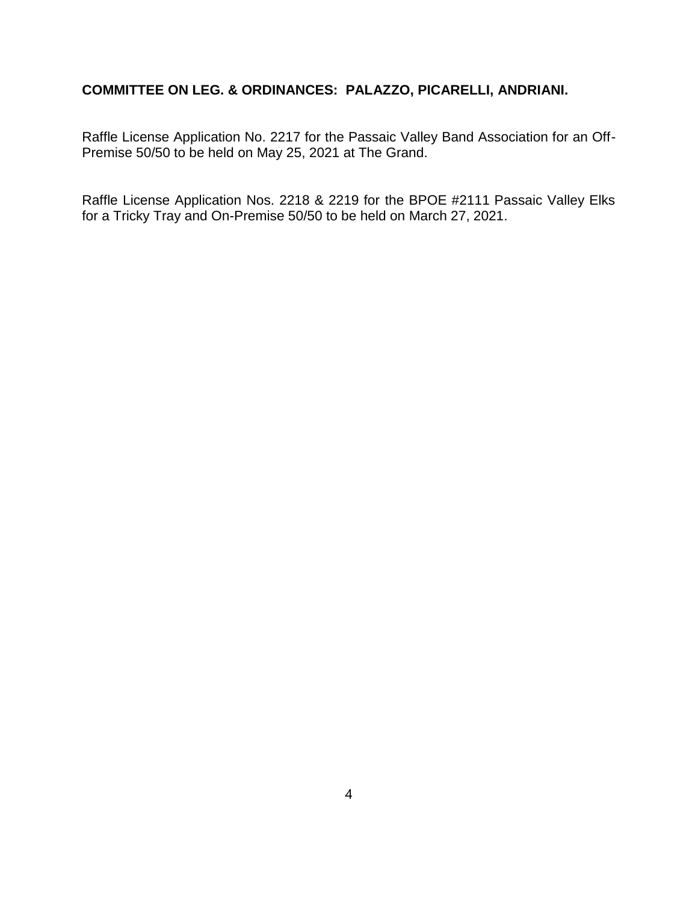**COMMITTEE ON LEG. & ORDINANCES: PALAZZO, PICARELLI, ANDRIANI.**

Raffle License Application No. 2217 for the Passaic Valley Band Association for an Off-Premise 50/50 to be held on May 25, 2021 at The Grand.

Raffle License Application Nos. 2218 & 2219 for the BPOE #2111 Passaic Valley Elks for a Tricky Tray and On-Premise 50/50 to be held on March 27, 2021.